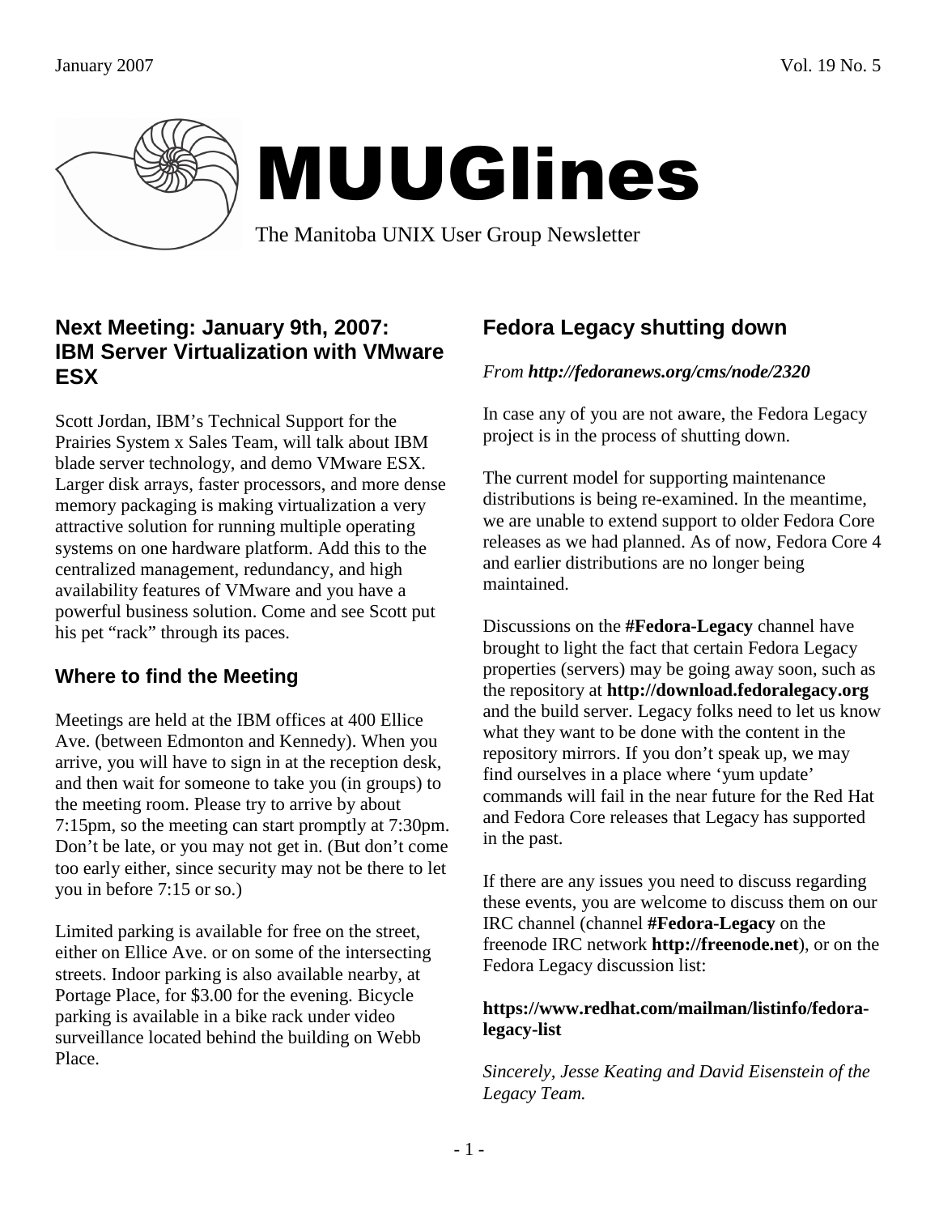# MUUGlines

The Manitoba UNIX User Group Newsletter

January 2007 Vol. 19 No. 5

## Next Meeting: January 9th, 2007: IBM Server Virtualization with VMware ESX

Scott Jordan, IBM's Technical Support for the Prairies System x Sales Team, will talk about IBM blade server technology, and demo VMware ESX. Larger disk arrays, faster processors, and more dense memory packaging is making virtualization a very attractive solution for running multiple operating systems on one hardware platform. Add this to the centralized management, redundancy, and high availability features of VMware and you have a powerful business solution. Come and see Scott put his pet "rack" through its paces.

## Where to find the Meeting

Meetings are held at the IBM offices at 400 Ellice Ave. (between Edmonton and Kennedy). When you arrive, you will have to sign in at the reception desk, and then wait for someone to take you (in groups) to the meeting room. Please try to arrive by about 7:15pm, so the meeting can start promptly at 7:30pm. Don't be late, or you may not get in. (But don't come too early either, since security may not be there to let you in before 7:15 or so.)

Limited parking is available for free on the street, either on Ellice Ave. or on some of the intersecting streets. Indoor parking is also available nearby, at Portage Place, for $3.00 for the evening. Bicycle parking is available in a bike rack under video surveillance located behind the building on Webb Place.

## Fedora Legacy shutting down

*From **http://fedoranews.org/cms/node/2320***

In case any of you are not aware, the Fedora Legacy project is in the process of shutting down.

The current model for supporting maintenance distributions is being re-examined. In the meantime, we are unable to extend support to older Fedora Core releases as we had planned. As of now, Fedora Core 4 and earlier distributions are no longer being maintained.

Discussions on the **#Fedora-Legacy** channel have brought to light the fact that certain Fedora Legacy properties (servers) may be going away soon, such as the repository at **http://download.fedoralegacy.org** and the build server. Legacy folks need to let us know what they want to be done with the content in the repository mirrors. If you don't speak up, we may find ourselves in a place where 'yum update' commands will fail in the near future for the Red Hat and Fedora Core releases that Legacy has supported in the past.

If there are any issues you need to discuss regarding these events, you are welcome to discuss them on our IRC channel (channel **#Fedora-Legacy** on the freenode IRC network **http://freenode.net**), or on the Fedora Legacy discussion list:

**https://www.redhat.com/mailman/listinfo/fedora-legacy-list**

*Sincerely, Jesse Keating and David Eisenstein of the Legacy Team.*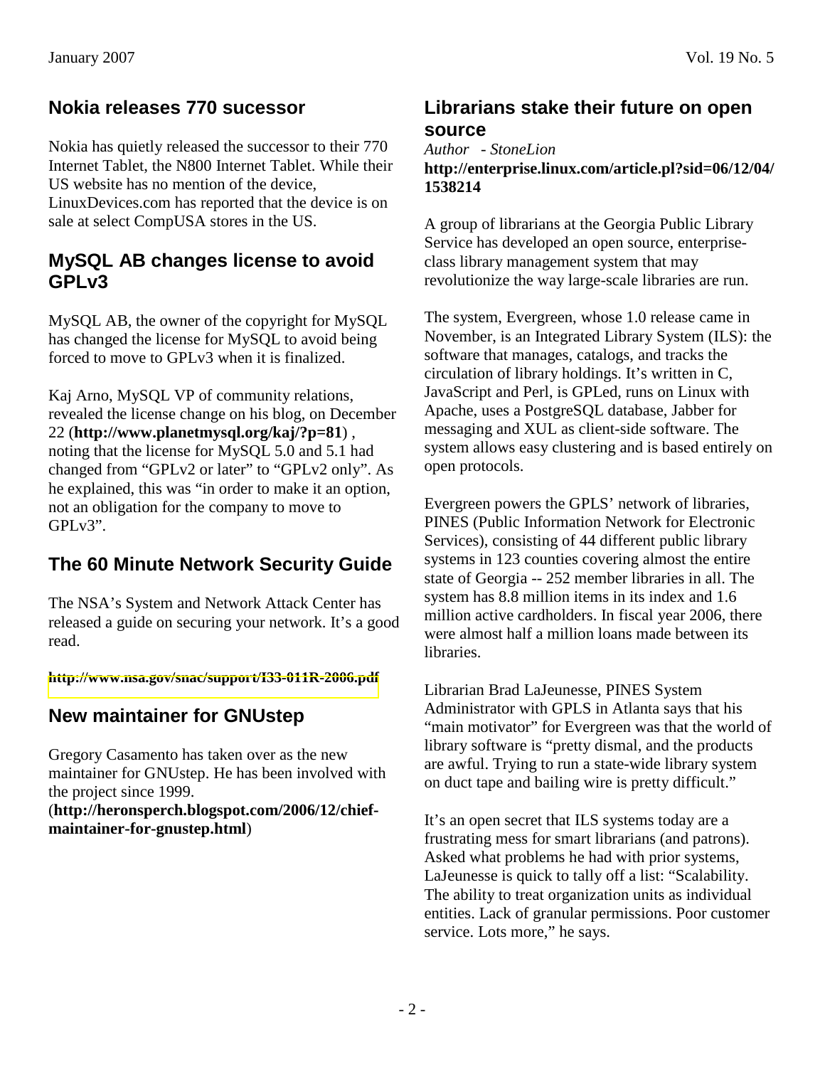## Nokia releases 770 sucessor

Nokia has quietly released the successor to their 770 Internet Tablet, the N800 Internet Tablet. While their US website has no mention of the device, LinuxDevices.com has reported that the device is on sale at select CompUSA stores in the US.

## MySQL AB changes license to avoid GPLv3

MySQL AB, the owner of the copyright for MySQL has changed the license for MySQL to avoid being forced to move to GPLv3 when it is finalized.

Kaj Arno, MySQL VP of community relations, revealed the license change on his blog, on December 22 (**http://www.planetmysql.org/kaj/?p=81**) , noting that the license for MySQL 5.0 and 5.1 had changed from "GPLv2 or later" to "GPLv2 only". As he explained, this was "in order to make it an option, not an obligation for the company to move to GPLv3".

## The 60 Minute Network Security Guide

The NSA's System and Network Attack Center has released a guide on securing your network. It's a good read.

**http://www.nsa.gov/snac/support/I33-011R-2006.pdf**

## New maintainer for GNUstep

Gregory Casamento has taken over as the new maintainer for GNUstep. He has been involved with the project since 1999.
(**http://heronsperch.blogspot.com/2006/12/chief-maintainer-for-gnustep.html**)

## Librarians stake their future on open source

*Author - StoneLion*
**http://enterprise.linux.com/article.pl?sid=06/12/04/1538214**

A group of librarians at the Georgia Public Library Service has developed an open source, enterprise-class library management system that may revolutionize the way large-scale libraries are run.

The system, Evergreen, whose 1.0 release came in November, is an Integrated Library System (ILS): the software that manages, catalogs, and tracks the circulation of library holdings. It's written in C, JavaScript and Perl, is GPLed, runs on Linux with Apache, uses a PostgreSQL database, Jabber for messaging and XUL as client-side software. The system allows easy clustering and is based entirely on open protocols.

Evergreen powers the GPLS' network of libraries, PINES (Public Information Network for Electronic Services), consisting of 44 different public library systems in 123 counties covering almost the entire state of Georgia -- 252 member libraries in all. The system has 8.8 million items in its index and 1.6 million active cardholders. In fiscal year 2006, there were almost half a million loans made between its libraries.

Librarian Brad LaJeunesse, PINES System Administrator with GPLS in Atlanta says that his "main motivator" for Evergreen was that the world of library software is "pretty dismal, and the products are awful. Trying to run a state-wide library system on duct tape and bailing wire is pretty difficult."

It's an open secret that ILS systems today are a frustrating mess for smart librarians (and patrons). Asked what problems he had with prior systems, LaJeunesse is quick to tally off a list: "Scalability. The ability to treat organization units as individual entities. Lack of granular permissions. Poor customer service. Lots more," he says.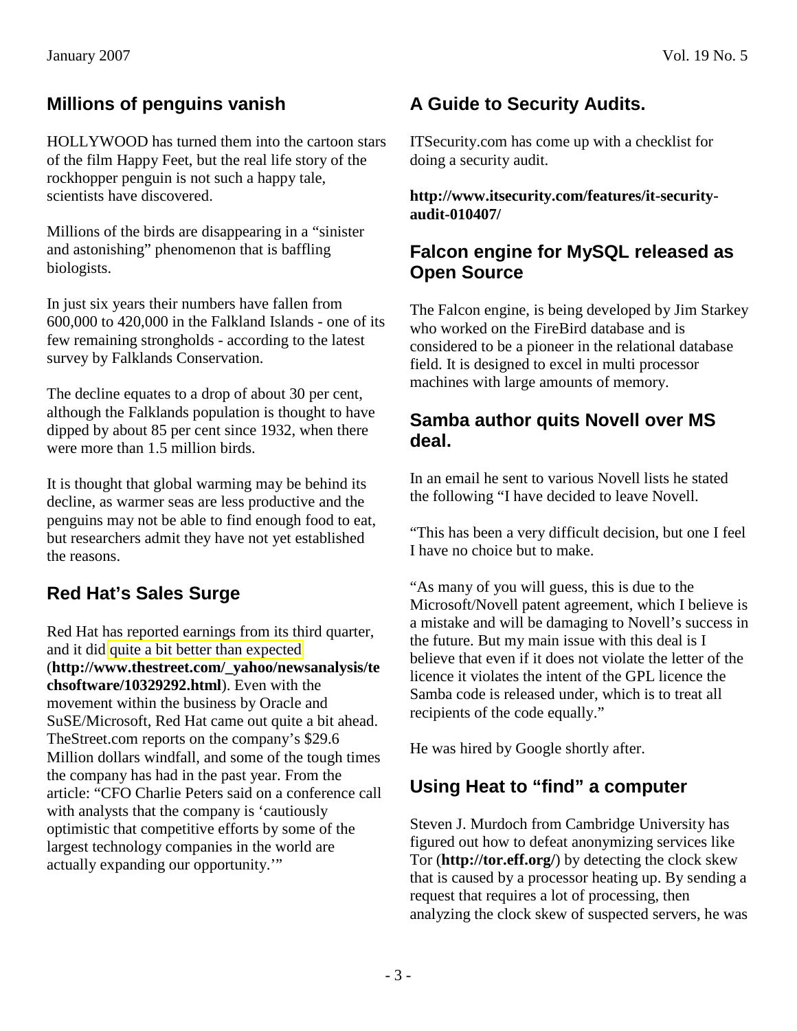## Millions of penguins vanish

HOLLYWOOD has turned them into the cartoon stars of the film Happy Feet, but the real life story of the rockhopper penguin is not such a happy tale, scientists have discovered.

Millions of the birds are disappearing in a "sinister and astonishing" phenomenon that is baffling biologists.

In just six years their numbers have fallen from 600,000 to 420,000 in the Falkland Islands - one of its few remaining strongholds - according to the latest survey by Falklands Conservation.

The decline equates to a drop of about 30 per cent, although the Falklands population is thought to have dipped by about 85 per cent since 1932, when there were more than 1.5 million birds.

It is thought that global warming may be behind its decline, as warmer seas are less productive and the penguins may not be able to find enough food to eat, but researchers admit they have not yet established the reasons.

## Red Hat's Sales Surge

Red Hat has reported earnings from its third quarter, and it did quite a bit better than expected (**http://www.thestreet.com/_yahoo/newsanalysis/techsoftware/10329292.html**). Even with the movement within the business by Oracle and SuSE/Microsoft, Red Hat came out quite a bit ahead. TheStreet.com reports on the company's $29.6 Million dollars windfall, and some of the tough times the company has had in the past year. From the article: "CFO Charlie Peters said on a conference call with analysts that the company is 'cautiously optimistic that competitive efforts by some of the largest technology companies in the world are actually expanding our opportunity.'"

## A Guide to Security Audits.

ITSecurity.com has come up with a checklist for doing a security audit.

**http://www.itsecurity.com/features/it-security-audit-010407/**

## Falcon engine for MySQL released as Open Source

The Falcon engine, is being developed by Jim Starkey who worked on the FireBird database and is considered to be a pioneer in the relational database field. It is designed to excel in multi processor machines with large amounts of memory.

## Samba author quits Novell over MS deal.

In an email he sent to various Novell lists he stated the following "I have decided to leave Novell.

"This has been a very difficult decision, but one I feel I have no choice but to make.

"As many of you will guess, this is due to the Microsoft/Novell patent agreement, which I believe is a mistake and will be damaging to Novell's success in the future. But my main issue with this deal is I believe that even if it does not violate the letter of the licence it violates the intent of the GPL licence the Samba code is released under, which is to treat all recipients of the code equally."

He was hired by Google shortly after.

## Using Heat to "find" a computer

Steven J. Murdoch from Cambridge University has figured out how to defeat anonymizing services like Tor (**http://tor.eff.org/**) by detecting the clock skew that is caused by a processor heating up. By sending a request that requires a lot of processing, then analyzing the clock skew of suspected servers, he was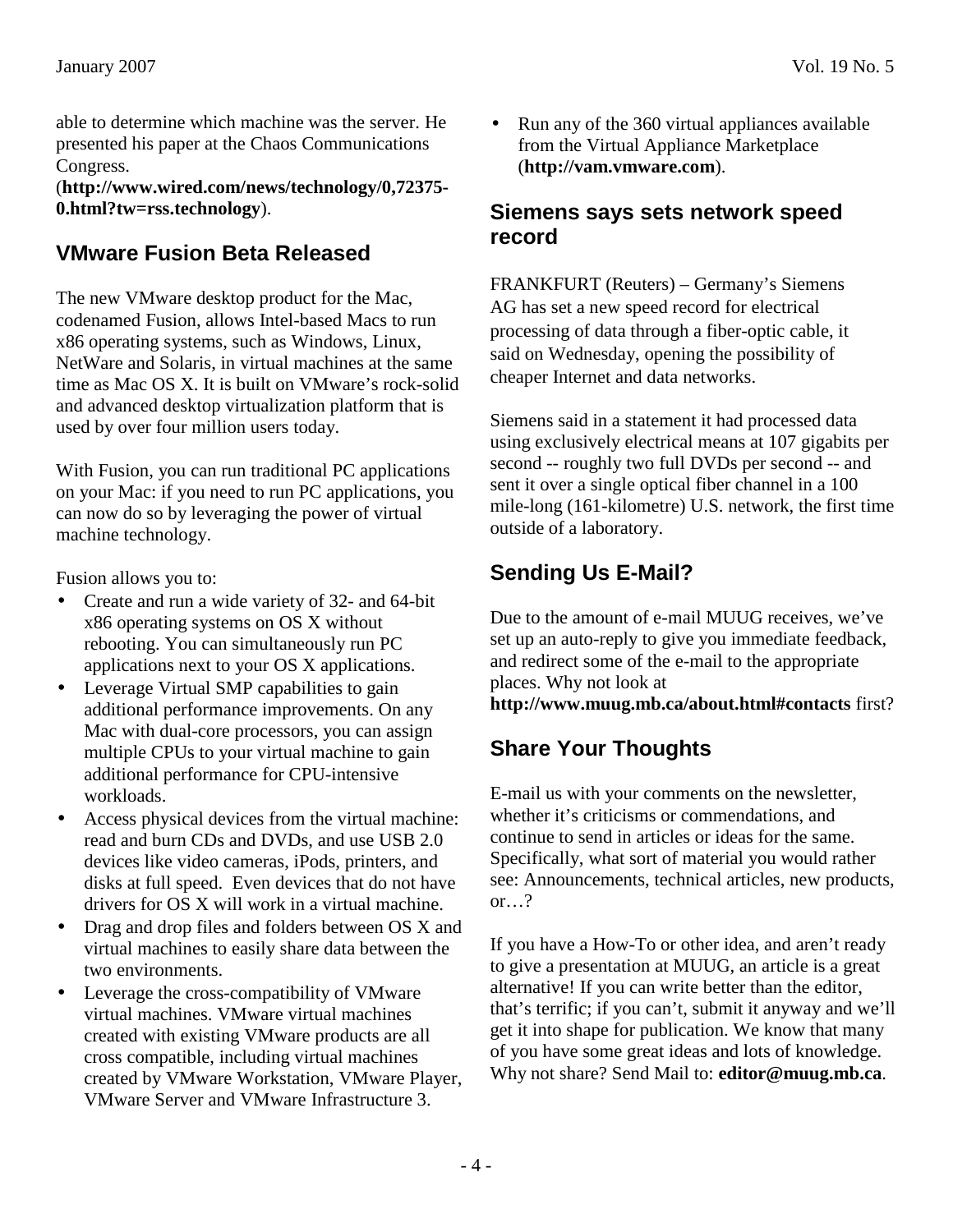able to determine which machine was the server. He presented his paper at the Chaos Communications Congress.
(**http://www.wired.com/news/technology/0,72375-0.html?tw=rss.technology**).

## VMware Fusion Beta Released

The new VMware desktop product for the Mac, codenamed Fusion, allows Intel-based Macs to run x86 operating systems, such as Windows, Linux, NetWare and Solaris, in virtual machines at the same time as Mac OS X. It is built on VMware's rock-solid and advanced desktop virtualization platform that is used by over four million users today.

With Fusion, you can run traditional PC applications on your Mac: if you need to run PC applications, you can now do so by leveraging the power of virtual machine technology.

Fusion allows you to:

- Create and run a wide variety of 32- and 64-bit x86 operating systems on OS X without rebooting. You can simultaneously run PC applications next to your OS X applications.
- Leverage Virtual SMP capabilities to gain additional performance improvements. On any Mac with dual-core processors, you can assign multiple CPUs to your virtual machine to gain additional performance for CPU-intensive workloads.
- Access physical devices from the virtual machine: read and burn CDs and DVDs, and use USB 2.0 devices like video cameras, iPods, printers, and disks at full speed. Even devices that do not have drivers for OS X will work in a virtual machine.
- Drag and drop files and folders between OS X and virtual machines to easily share data between the two environments.
- Leverage the cross-compatibility of VMware virtual machines. VMware virtual machines created with existing VMware products are all cross compatible, including virtual machines created by VMware Workstation, VMware Player, VMware Server and VMware Infrastructure 3.
- Run any of the 360 virtual appliances available from the Virtual Appliance Marketplace (**http://vam.vmware.com**).

## Siemens says sets network speed record

FRANKFURT (Reuters) – Germany's Siemens AG has set a new speed record for electrical processing of data through a fiber-optic cable, it said on Wednesday, opening the possibility of cheaper Internet and data networks.

Siemens said in a statement it had processed data using exclusively electrical means at 107 gigabits per second -- roughly two full DVDs per second -- and sent it over a single optical fiber channel in a 100 mile-long (161-kilometre) U.S. network, the first time outside of a laboratory.

## Sending Us E-Mail?

Due to the amount of e-mail MUUG receives, we've set up an auto-reply to give you immediate feedback, and redirect some of the e-mail to the appropriate places. Why not look at **http://www.muug.mb.ca/about.html#contacts** first?

## Share Your Thoughts

E-mail us with your comments on the newsletter, whether it's criticisms or commendations, and continue to send in articles or ideas for the same. Specifically, what sort of material you would rather see: Announcements, technical articles, new products, or…?

If you have a How-To or other idea, and aren't ready to give a presentation at MUUG, an article is a great alternative! If you can write better than the editor, that's terrific; if you can't, submit it anyway and we'll get it into shape for publication. We know that many of you have some great ideas and lots of knowledge. Why not share? Send Mail to: **editor@muug.mb.ca**.